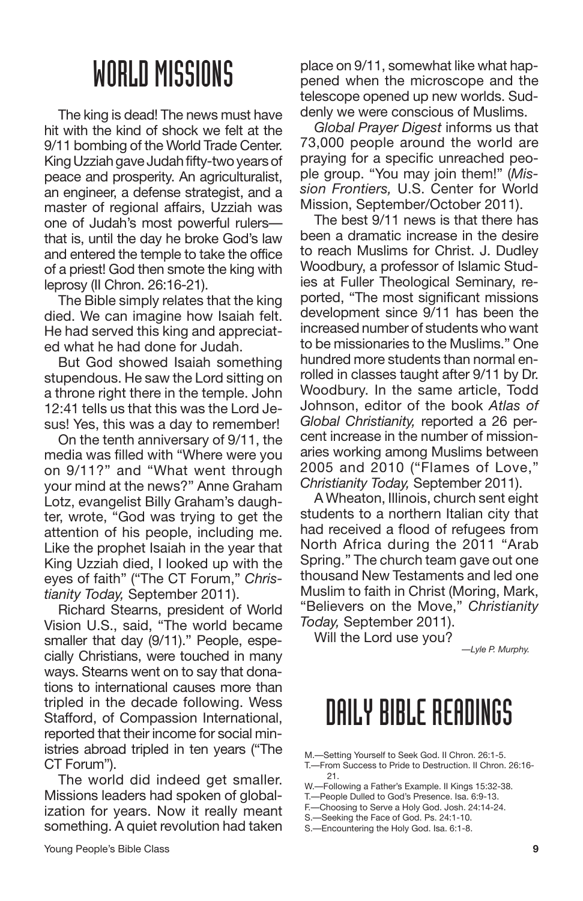# WORLD MISSIONS

The king is dead! The news must have hit with the kind of shock we felt at the 9/11 bombing of the World Trade Center. King Uzziah gave Judah fifty-two years of peace and prosperity. An agriculturalist, an engineer, a defense strategist, and a master of regional affairs, Uzziah was one of Judah's most powerful rulers—that is, until the day he broke God's law and entered the temple to take the office of a priest! God then smote the king with leprosy (II Chron. 26:16-21).

The Bible simply relates that the king died. We can imagine how Isaiah felt. He had served this king and appreciated what he had done for Judah.

But God showed Isaiah something stupendous. He saw the Lord sitting on a throne right there in the temple. John 12:41 tells us that this was the Lord Jesus! Yes, this was a day to remember!

On the tenth anniversary of 9/11, the media was filled with "Where were you on 9/11?" and "What went through your mind at the news?" Anne Graham Lotz, evangelist Billy Graham's daughter, wrote, "God was trying to get the attention of his people, including me. Like the prophet Isaiah in the year that King Uzziah died, I looked up with the eyes of faith" ("The CT Forum," *Christianity Today,* September 2011).

Richard Stearns, president of World Vision U.S., said, "The world became smaller that day (9/11)." People, especially Christians, were touched in many ways. Stearns went on to say that donations to international causes more than tripled in the decade following. Wess Stafford, of Compassion International, reported that their income for social ministries abroad tripled in ten years ("The CT Forum").

The world did indeed get smaller. Missions leaders had spoken of globalization for years. Now it really meant something. A quiet revolution had taken place on 9/11, somewhat like what happened when the microscope and the telescope opened up new worlds. Suddenly we were conscious of Muslims.

*Global Prayer Digest* informs us that 73,000 people around the world are praying for a specific unreached people group. "You may join them!" (*Mission Frontiers,* U.S. Center for World Mission, September/October 2011).

The best 9/11 news is that there has been a dramatic increase in the desire to reach Muslims for Christ. J. Dudley Woodbury, a professor of Islamic Studies at Fuller Theological Seminary, reported, "The most significant missions development since 9/11 has been the increased number of students who want to be missionaries to the Muslims." One hundred more students than normal enrolled in classes taught after 9/11 by Dr. Woodbury. In the same article, Todd Johnson, editor of the book *Atlas of Global Christianity,* reported a 26 percent increase in the number of missionaries working among Muslims between 2005 and 2010 ("Flames of Love," *Christianity Today,* September 2011).

A Wheaton, Illinois, church sent eight students to a northern Italian city that had received a flood of refugees from North Africa during the 2011 "Arab Spring." The church team gave out one thousand New Testaments and led one Muslim to faith in Christ (Moring, Mark, "Believers on the Move," *Christianity Today,* September 2011).

Will the Lord use you?

*—Lyle P. Murphy.*

# DAILY BIBLE READINGS

M.—Setting Yourself to Seek God. II Chron. 26:1-5.
T.—From Success to Pride to Destruction. II Chron. 26:16-21.
W.—Following a Father's Example. II Kings 15:32-38.
T.—People Dulled to God's Presence. Isa. 6:9-13.
F.—Choosing to Serve a Holy God. Josh. 24:14-24.
S.—Seeking the Face of God. Ps. 24:1-10.
S.—Encountering the Holy God. Isa. 6:1-8.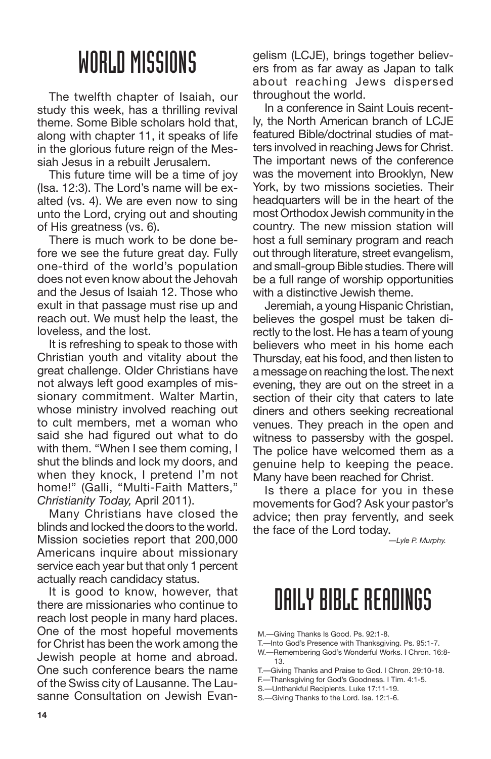# WORLD MISSIONS

The twelfth chapter of Isaiah, our study this week, has a thrilling revival theme. Some Bible scholars hold that, along with chapter 11, it speaks of life in the glorious future reign of the Messiah Jesus in a rebuilt Jerusalem.

This future time will be a time of joy (Isa. 12:3). The Lord's name will be exalted (vs. 4). We are even now to sing unto the Lord, crying out and shouting of His greatness (vs. 6).

There is much work to be done before we see the future great day. Fully one-third of the world's population does not even know about the Jehovah and the Jesus of Isaiah 12. Those who exult in that passage must rise up and reach out. We must help the least, the loveless, and the lost.

It is refreshing to speak to those with Christian youth and vitality about the great challenge. Older Christians have not always left good examples of missionary commitment. Walter Martin, whose ministry involved reaching out to cult members, met a woman who said she had figured out what to do with them. "When I see them coming, I shut the blinds and lock my doors, and when they knock, I pretend I'm not home!" (Galli, "Multi-Faith Matters," *Christianity Today,* April 2011).

Many Christians have closed the blinds and locked the doors to the world. Mission societies report that 200,000 Americans inquire about missionary service each year but that only 1 percent actually reach candidacy status.

It is good to know, however, that there are missionaries who continue to reach lost people in many hard places. One of the most hopeful movements for Christ has been the work among the Jewish people at home and abroad. One such conference bears the name of the Swiss city of Lausanne. The Lausanne Consultation on Jewish Evangelism (LCJE), brings together believers from as far away as Japan to talk about reaching Jews dispersed throughout the world.

In a conference in Saint Louis recently, the North American branch of LCJE featured Bible/doctrinal studies of matters involved in reaching Jews for Christ. The important news of the conference was the movement into Brooklyn, New York, by two missions societies. Their headquarters will be in the heart of the most Orthodox Jewish community in the country. The new mission station will host a full seminary program and reach out through literature, street evangelism, and small-group Bible studies. There will be a full range of worship opportunities with a distinctive Jewish theme.

Jeremiah, a young Hispanic Christian, believes the gospel must be taken directly to the lost. He has a team of young believers who meet in his home each Thursday, eat his food, and then listen to a message on reaching the lost. The next evening, they are out on the street in a section of their city that caters to late diners and others seeking recreational venues. They preach in the open and witness to passersby with the gospel. The police have welcomed them as a genuine help to keeping the peace. Many have been reached for Christ.

Is there a place for you in these movements for God? Ask your pastor's advice; then pray fervently, and seek the face of the Lord today.

—*Lyle P. Murphy.*

# DAILY BIBLE READINGS

M.—Giving Thanks Is Good. Ps. 92:1-8.
T.—Into God's Presence with Thanksgiving. Ps. 95:1-7.
W.—Remembering God's Wonderful Works. I Chron. 16:8-13.
T.—Giving Thanks and Praise to God. I Chron. 29:10-18.
F.—Thanksgiving for God's Goodness. I Tim. 4:1-5.
S.—Unthankful Recipients. Luke 17:11-19.
S.—Giving Thanks to the Lord. Isa. 12:1-6.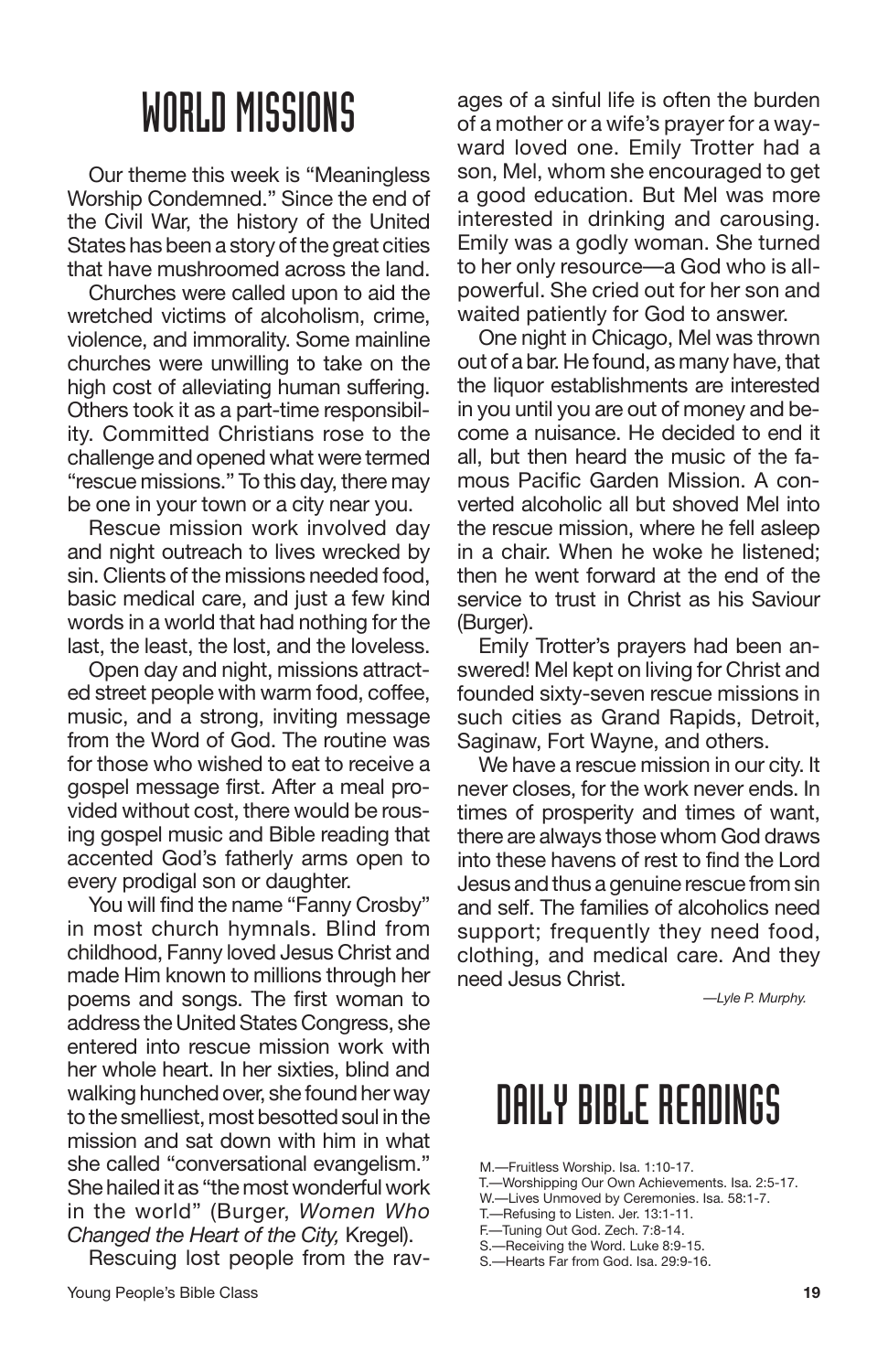# WORLD MISSIONS

Our theme this week is “Meaningless Worship Condemned.” Since the end of the Civil War, the history of the United States has been a story of the great cities that have mushroomed across the land.

Churches were called upon to aid the wretched victims of alcoholism, crime, violence, and immorality. Some mainline churches were unwilling to take on the high cost of alleviating human suffering. Others took it as a part-time responsibility. Committed Christians rose to the challenge and opened what were termed “rescue missions.” To this day, there may be one in your town or a city near you.

Rescue mission work involved day and night outreach to lives wrecked by sin. Clients of the missions needed food, basic medical care, and just a few kind words in a world that had nothing for the last, the least, the lost, and the loveless.

Open day and night, missions attracted street people with warm food, coffee, music, and a strong, inviting message from the Word of God. The routine was for those who wished to eat to receive a gospel message first. After a meal provided without cost, there would be rousing gospel music and Bible reading that accented God’s fatherly arms open to every prodigal son or daughter.

You will find the name “Fanny Crosby” in most church hymnals. Blind from childhood, Fanny loved Jesus Christ and made Him known to millions through her poems and songs. The first woman to address the United States Congress, she entered into rescue mission work with her whole heart. In her sixties, blind and walking hunched over, she found her way to the smelliest, most besotted soul in the mission and sat down with him in what she called “conversational evangelism.” She hailed it as “the most wonderful work in the world” (Burger, *Women Who Changed the Heart of the City,* Kregel).

Rescuing lost people from the ravages of a sinful life is often the burden of a mother or a wife’s prayer for a wayward loved one. Emily Trotter had a son, Mel, whom she encouraged to get a good education. But Mel was more interested in drinking and carousing. Emily was a godly woman. She turned to her only resource—a God who is all-powerful. She cried out for her son and waited patiently for God to answer.

One night in Chicago, Mel was thrown out of a bar. He found, as many have, that the liquor establishments are interested in you until you are out of money and become a nuisance. He decided to end it all, but then heard the music of the famous Pacific Garden Mission. A converted alcoholic all but shoved Mel into the rescue mission, where he fell asleep in a chair. When he woke he listened; then he went forward at the end of the service to trust in Christ as his Saviour (Burger).

Emily Trotter’s prayers had been answered! Mel kept on living for Christ and founded sixty-seven rescue missions in such cities as Grand Rapids, Detroit, Saginaw, Fort Wayne, and others.

We have a rescue mission in our city. It never closes, for the work never ends. In times of prosperity and times of want, there are always those whom God draws into these havens of rest to find the Lord Jesus and thus a genuine rescue from sin and self. The families of alcoholics need support; frequently they need food, clothing, and medical care. And they need Jesus Christ.

*—Lyle P. Murphy.*

# DAILY BIBLE READINGS

M.—Fruitless Worship. Isa. 1:10-17.
T.—Worshipping Our Own Achievements. Isa. 2:5-17.
W.—Lives Unmoved by Ceremonies. Isa. 58:1-7.
T.—Refusing to Listen. Jer. 13:1-11.
F.—Tuning Out God. Zech. 7:8-14.
S.—Receiving the Word. Luke 8:9-15.
S.—Hearts Far from God. Isa. 29:9-16.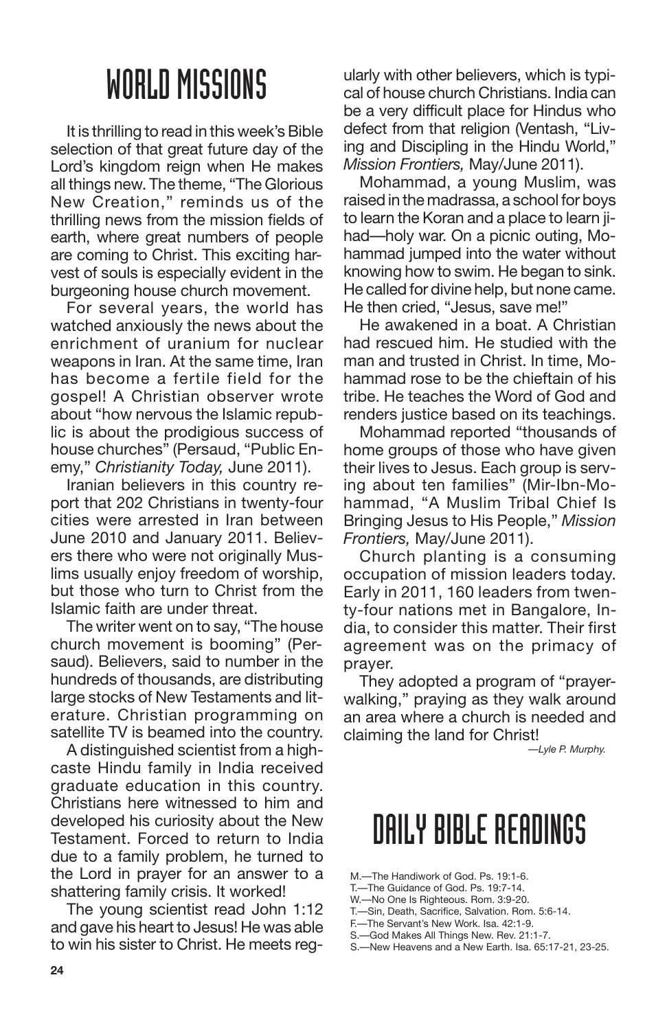# WORLD MISSIONS

It is thrilling to read in this week's Bible selection of that great future day of the Lord's kingdom reign when He makes all things new. The theme, "The Glorious New Creation," reminds us of the thrilling news from the mission fields of earth, where great numbers of people are coming to Christ. This exciting harvest of souls is especially evident in the burgeoning house church movement.

For several years, the world has watched anxiously the news about the enrichment of uranium for nuclear weapons in Iran. At the same time, Iran has become a fertile field for the gospel! A Christian observer wrote about "how nervous the Islamic republic is about the prodigious success of house churches" (Persaud, "Public Enemy," *Christianity Today,* June 2011).

Iranian believers in this country report that 202 Christians in twenty-four cities were arrested in Iran between June 2010 and January 2011. Believers there who were not originally Muslims usually enjoy freedom of worship, but those who turn to Christ from the Islamic faith are under threat.

The writer went on to say, "The house church movement is booming" (Persaud). Believers, said to number in the hundreds of thousands, are distributing large stocks of New Testaments and literature. Christian programming on satellite TV is beamed into the country.

A distinguished scientist from a high-caste Hindu family in India received graduate education in this country. Christians here witnessed to him and developed his curiosity about the New Testament. Forced to return to India due to a family problem, he turned to the Lord in prayer for an answer to a shattering family crisis. It worked!

The young scientist read John 1:12 and gave his heart to Jesus! He was able to win his sister to Christ. He meets regularly with other believers, which is typical of house church Christians. India can be a very difficult place for Hindus who defect from that religion (Ventash, "Living and Discipling in the Hindu World," *Mission Frontiers,* May/June 2011).

Mohammad, a young Muslim, was raised in the madrassa, a school for boys to learn the Koran and a place to learn jihad—holy war. On a picnic outing, Mohammad jumped into the water without knowing how to swim. He began to sink. He called for divine help, but none came. He then cried, "Jesus, save me!"

He awakened in a boat. A Christian had rescued him. He studied with the man and trusted in Christ. In time, Mohammad rose to be the chieftain of his tribe. He teaches the Word of God and renders justice based on its teachings.

Mohammad reported "thousands of home groups of those who have given their lives to Jesus. Each group is serving about ten families" (Mir-Ibn-Mohammad, "A Muslim Tribal Chief Is Bringing Jesus to His People," *Mission Frontiers,* May/June 2011).

Church planting is a consuming occupation of mission leaders today. Early in 2011, 160 leaders from twenty-four nations met in Bangalore, India, to consider this matter. Their first agreement was on the primacy of prayer.

They adopted a program of "prayer-walking," praying as they walk around an area where a church is needed and claiming the land for Christ!

*—Lyle P. Murphy.*

# DAILY BIBLE READINGS

M.—The Handiwork of God. Ps. 19:1-6.
T.—The Guidance of God. Ps. 19:7-14.
W.—No One Is Righteous. Rom. 3:9-20.
T.—Sin, Death, Sacrifice, Salvation. Rom. 5:6-14.
F.—The Servant's New Work. Isa. 42:1-9.
S.—God Makes All Things New. Rev. 21:1-7.
S.—New Heavens and a New Earth. Isa. 65:17-21, 23-25.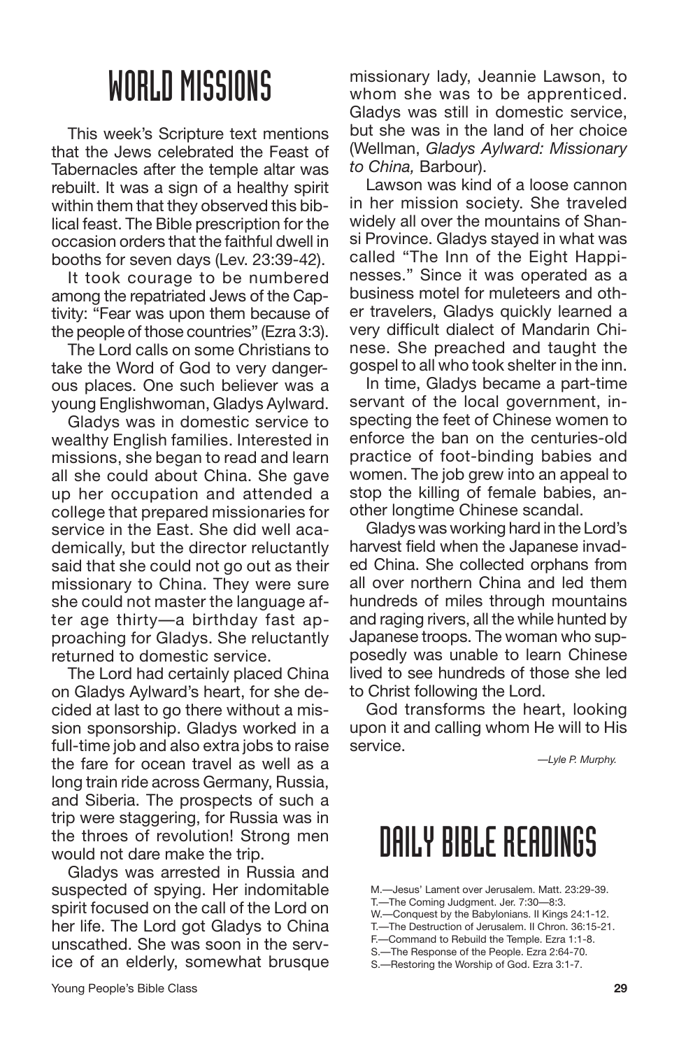# WORLD MISSIONS

This week's Scripture text mentions that the Jews celebrated the Feast of Tabernacles after the temple altar was rebuilt. It was a sign of a healthy spirit within them that they observed this biblical feast. The Bible prescription for the occasion orders that the faithful dwell in booths for seven days (Lev. 23:39-42).

It took courage to be numbered among the repatriated Jews of the Captivity: "Fear was upon them because of the people of those countries" (Ezra 3:3).

The Lord calls on some Christians to take the Word of God to very dangerous places. One such believer was a young Englishwoman, Gladys Aylward.

Gladys was in domestic service to wealthy English families. Interested in missions, she began to read and learn all she could about China. She gave up her occupation and attended a college that prepared missionaries for service in the East. She did well academically, but the director reluctantly said that she could not go out as their missionary to China. They were sure she could not master the language after age thirty—a birthday fast approaching for Gladys. She reluctantly returned to domestic service.

The Lord had certainly placed China on Gladys Aylward's heart, for she decided at last to go there without a mission sponsorship. Gladys worked in a full-time job and also extra jobs to raise the fare for ocean travel as well as a long train ride across Germany, Russia, and Siberia. The prospects of such a trip were staggering, for Russia was in the throes of revolution! Strong men would not dare make the trip.

Gladys was arrested in Russia and suspected of spying. Her indomitable spirit focused on the call of the Lord on her life. The Lord got Gladys to China unscathed. She was soon in the service of an elderly, somewhat brusque missionary lady, Jeannie Lawson, to whom she was to be apprenticed. Gladys was still in domestic service, but she was in the land of her choice (Wellman, *Gladys Aylward: Missionary to China,* Barbour).

Lawson was kind of a loose cannon in her mission society. She traveled widely all over the mountains of Shansi Province. Gladys stayed in what was called "The Inn of the Eight Happinesses." Since it was operated as a business motel for muleteers and other travelers, Gladys quickly learned a very difficult dialect of Mandarin Chinese. She preached and taught the gospel to all who took shelter in the inn.

In time, Gladys became a part-time servant of the local government, inspecting the feet of Chinese women to enforce the ban on the centuries-old practice of foot-binding babies and women. The job grew into an appeal to stop the killing of female babies, another longtime Chinese scandal.

Gladys was working hard in the Lord's harvest field when the Japanese invaded China. She collected orphans from all over northern China and led them hundreds of miles through mountains and raging rivers, all the while hunted by Japanese troops. The woman who supposedly was unable to learn Chinese lived to see hundreds of those she led to Christ following the Lord.

God transforms the heart, looking upon it and calling whom He will to His service.

*—Lyle P. Murphy.*

# DAILY BIBLE READINGS

M.—Jesus' Lament over Jerusalem. Matt. 23:29-39.
T.—The Coming Judgment. Jer. 7:30—8:3.
W.—Conquest by the Babylonians. II Kings 24:1-12.
T.—The Destruction of Jerusalem. II Chron. 36:15-21.
F.—Command to Rebuild the Temple. Ezra 1:1-8.
S.—The Response of the People. Ezra 2:64-70.
S.—Restoring the Worship of God. Ezra 3:1-7.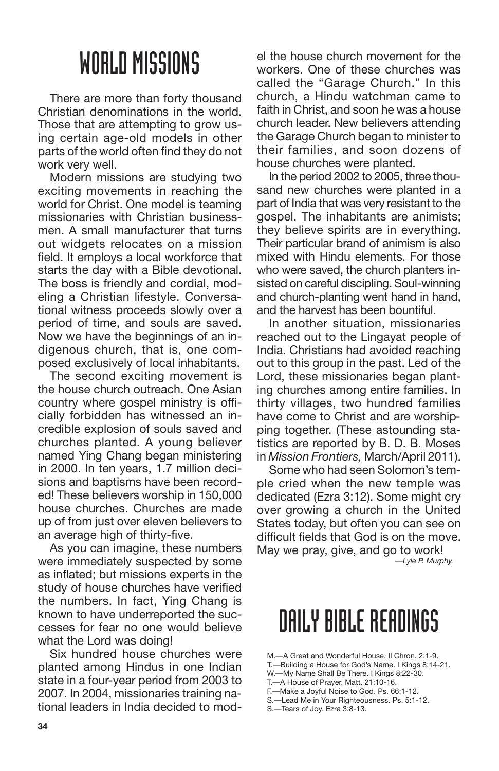# WORLD MISSIONS

There are more than forty thousand Christian denominations in the world. Those that are attempting to grow using certain age-old models in other parts of the world often find they do not work very well.

Modern missions are studying two exciting movements in reaching the world for Christ. One model is teaming missionaries with Christian businessmen. A small manufacturer that turns out widgets relocates on a mission field. It employs a local workforce that starts the day with a Bible devotional. The boss is friendly and cordial, modeling a Christian lifestyle. Conversational witness proceeds slowly over a period of time, and souls are saved. Now we have the beginnings of an indigenous church, that is, one composed exclusively of local inhabitants.

The second exciting movement is the house church outreach. One Asian country where gospel ministry is officially forbidden has witnessed an incredible explosion of souls saved and churches planted. A young believer named Ying Chang began ministering in 2000. In ten years, 1.7 million decisions and baptisms have been recorded! These believers worship in 150,000 house churches. Churches are made up of from just over eleven believers to an average high of thirty-five.

As you can imagine, these numbers were immediately suspected by some as inflated; but missions experts in the study of house churches have verified the numbers. In fact, Ying Chang is known to have underreported the successes for fear no one would believe what the Lord was doing!

Six hundred house churches were planted among Hindus in one Indian state in a four-year period from 2003 to 2007. In 2004, missionaries training national leaders in India decided to model the house church movement for the workers. One of these churches was called the "Garage Church." In this church, a Hindu watchman came to faith in Christ, and soon he was a house church leader. New believers attending the Garage Church began to minister to their families, and soon dozens of house churches were planted.

In the period 2002 to 2005, three thousand new churches were planted in a part of India that was very resistant to the gospel. The inhabitants are animists; they believe spirits are in everything. Their particular brand of animism is also mixed with Hindu elements. For those who were saved, the church planters insisted on careful discipling. Soul-winning and church-planting went hand in hand, and the harvest has been bountiful.

In another situation, missionaries reached out to the Lingayat people of India. Christians had avoided reaching out to this group in the past. Led of the Lord, these missionaries began planting churches among entire families. In thirty villages, two hundred families have come to Christ and are worshipping together. (These astounding statistics are reported by B. D. B. Moses in *Mission Frontiers,* March/April 2011).

Some who had seen Solomon's temple cried when the new temple was dedicated (Ezra 3:12). Some might cry over growing a church in the United States today, but often you can see on difficult fields that God is on the move. May we pray, give, and go to work!

*—Lyle P. Murphy.*

# DAILY BIBLE READINGS

M.—A Great and Wonderful House. II Chron. 2:1-9.
T.—Building a House for God's Name. I Kings 8:14-21.
W.—My Name Shall Be There. I Kings 8:22-30.
T.—A House of Prayer. Matt. 21:10-16.
F.—Make a Joyful Noise to God. Ps. 66:1-12.
S.—Lead Me in Your Righteousness. Ps. 5:1-12.
S.—Tears of Joy. Ezra 3:8-13.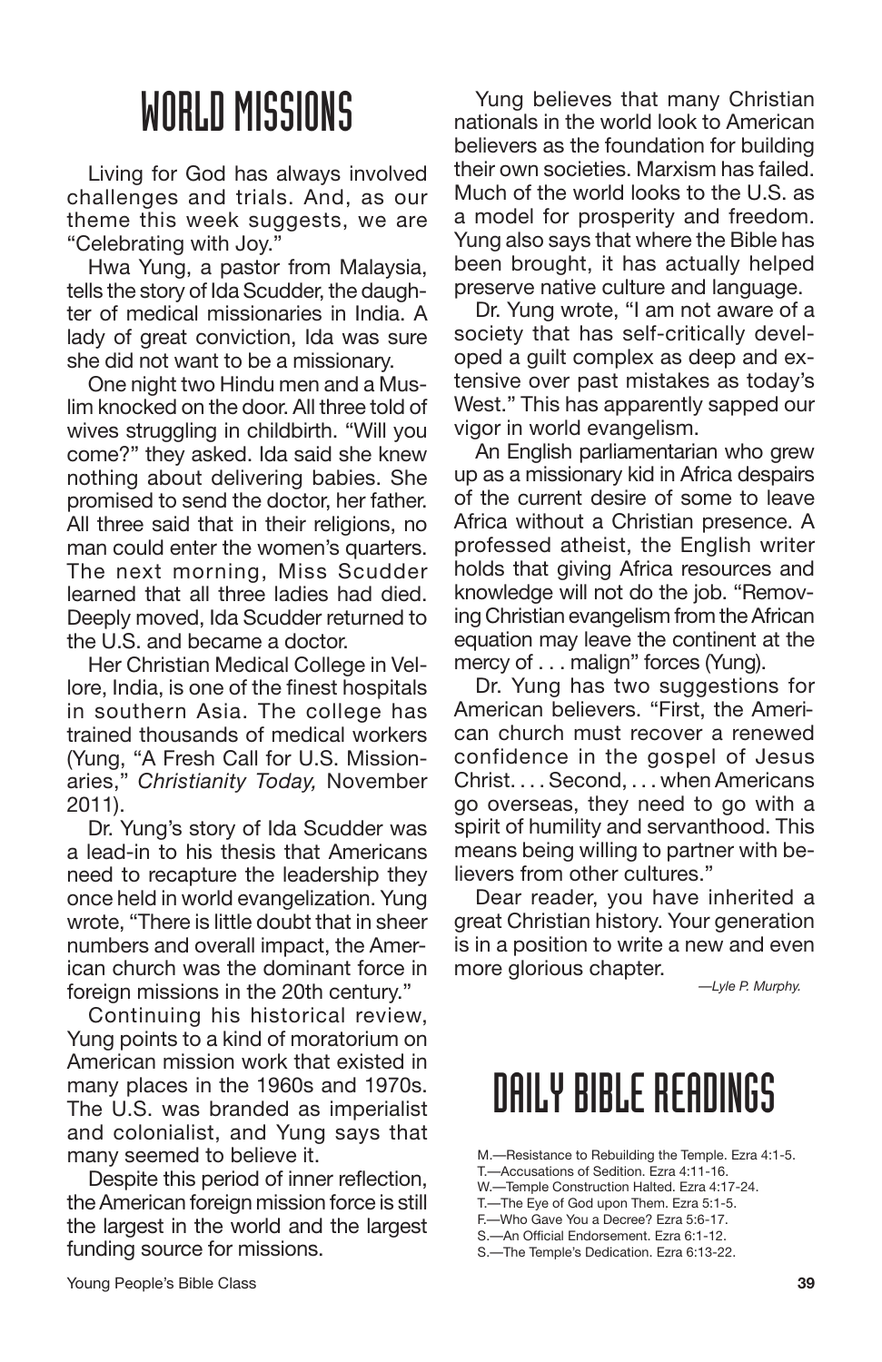# WORLD MISSIONS

Living for God has always involved challenges and trials. And, as our theme this week suggests, we are "Celebrating with Joy."

Hwa Yung, a pastor from Malaysia, tells the story of Ida Scudder, the daughter of medical missionaries in India. A lady of great conviction, Ida was sure she did not want to be a missionary.

One night two Hindu men and a Muslim knocked on the door. All three told of wives struggling in childbirth. "Will you come?" they asked. Ida said she knew nothing about delivering babies. She promised to send the doctor, her father. All three said that in their religions, no man could enter the women's quarters. The next morning, Miss Scudder learned that all three ladies had died. Deeply moved, Ida Scudder returned to the U.S. and became a doctor.

Her Christian Medical College in Vellore, India, is one of the finest hospitals in southern Asia. The college has trained thousands of medical workers (Yung, "A Fresh Call for U.S. Missionaries," *Christianity Today,* November 2011).

Dr. Yung's story of Ida Scudder was a lead-in to his thesis that Americans need to recapture the leadership they once held in world evangelization. Yung wrote, "There is little doubt that in sheer numbers and overall impact, the American church was the dominant force in foreign missions in the 20th century."

Continuing his historical review, Yung points to a kind of moratorium on American mission work that existed in many places in the 1960s and 1970s. The U.S. was branded as imperialist and colonialist, and Yung says that many seemed to believe it.

Despite this period of inner reflection, the American foreign mission force is still the largest in the world and the largest funding source for missions.

Yung believes that many Christian nationals in the world look to American believers as the foundation for building their own societies. Marxism has failed. Much of the world looks to the U.S. as a model for prosperity and freedom. Yung also says that where the Bible has been brought, it has actually helped preserve native culture and language.

Dr. Yung wrote, "I am not aware of a society that has self-critically developed a guilt complex as deep and extensive over past mistakes as today's West." This has apparently sapped our vigor in world evangelism.

An English parliamentarian who grew up as a missionary kid in Africa despairs of the current desire of some to leave Africa without a Christian presence. A professed atheist, the English writer holds that giving Africa resources and knowledge will not do the job. "Removing Christian evangelism from the African equation may leave the continent at the mercy of . . . malign" forces (Yung).

Dr. Yung has two suggestions for American believers. "First, the American church must recover a renewed confidence in the gospel of Jesus Christ. . . . Second, . . . when Americans go overseas, they need to go with a spirit of humility and servanthood. This means being willing to partner with believers from other cultures."

Dear reader, you have inherited a great Christian history. Your generation is in a position to write a new and even more glorious chapter.

*—Lyle P. Murphy.*

# DAILY BIBLE READINGS

M.—Resistance to Rebuilding the Temple. Ezra 4:1-5.
T.—Accusations of Sedition. Ezra 4:11-16.
W.—Temple Construction Halted. Ezra 4:17-24.
T.—The Eye of God upon Them. Ezra 5:1-5.
F.—Who Gave You a Decree? Ezra 5:6-17.
S.—An Official Endorsement. Ezra 6:1-12.
S.—The Temple's Dedication. Ezra 6:13-22.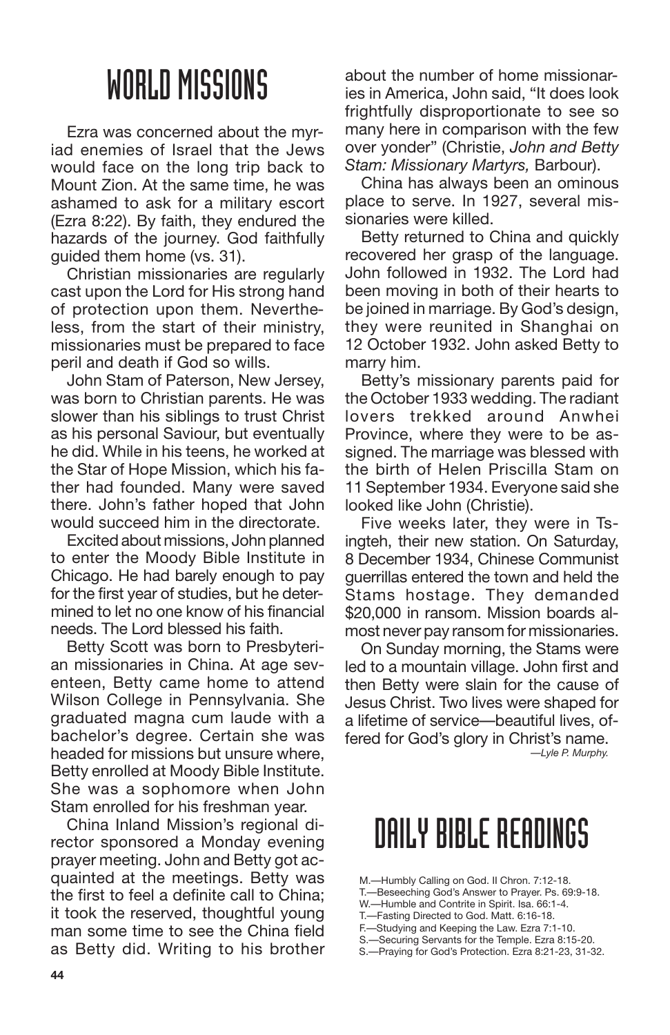# WORLD MISSIONS

Ezra was concerned about the myriad enemies of Israel that the Jews would face on the long trip back to Mount Zion. At the same time, he was ashamed to ask for a military escort (Ezra 8:22). By faith, they endured the hazards of the journey. God faithfully guided them home (vs. 31).

Christian missionaries are regularly cast upon the Lord for His strong hand of protection upon them. Nevertheless, from the start of their ministry, missionaries must be prepared to face peril and death if God so wills.

John Stam of Paterson, New Jersey, was born to Christian parents. He was slower than his siblings to trust Christ as his personal Saviour, but eventually he did. While in his teens, he worked at the Star of Hope Mission, which his father had founded. Many were saved there. John's father hoped that John would succeed him in the directorate.

Excited about missions, John planned to enter the Moody Bible Institute in Chicago. He had barely enough to pay for the first year of studies, but he determined to let no one know of his financial needs. The Lord blessed his faith.

Betty Scott was born to Presbyterian missionaries in China. At age seventeen, Betty came home to attend Wilson College in Pennsylvania. She graduated magna cum laude with a bachelor's degree. Certain she was headed for missions but unsure where, Betty enrolled at Moody Bible Institute. She was a sophomore when John Stam enrolled for his freshman year.

China Inland Mission's regional director sponsored a Monday evening prayer meeting. John and Betty got acquainted at the meetings. Betty was the first to feel a definite call to China; it took the reserved, thoughtful young man some time to see the China field as Betty did. Writing to his brother about the number of home missionaries in America, John said, "It does look frightfully disproportionate to see so many here in comparison with the few over yonder" (Christie, *John and Betty Stam: Missionary Martyrs,* Barbour).

China has always been an ominous place to serve. In 1927, several missionaries were killed.

Betty returned to China and quickly recovered her grasp of the language. John followed in 1932. The Lord had been moving in both of their hearts to be joined in marriage. By God's design, they were reunited in Shanghai on 12 October 1932. John asked Betty to marry him.

Betty's missionary parents paid for the October 1933 wedding. The radiant lovers trekked around Anwhei Province, where they were to be assigned. The marriage was blessed with the birth of Helen Priscilla Stam on 11 September 1934. Everyone said she looked like John (Christie).

Five weeks later, they were in Tsingteh, their new station. On Saturday, 8 December 1934, Chinese Communist guerrillas entered the town and held the Stams hostage. They demanded $20,000 in ransom. Mission boards almost never pay ransom for missionaries.

On Sunday morning, the Stams were led to a mountain village. John first and then Betty were slain for the cause of Jesus Christ. Two lives were shaped for a lifetime of service—beautiful lives, offered for God's glory in Christ's name.

*—Lyle P. Murphy.*

# DAILY BIBLE READINGS

M.—Humbly Calling on God. II Chron. 7:12-18.
T.—Beseeching God's Answer to Prayer. Ps. 69:9-18.
W.—Humble and Contrite in Spirit. Isa. 66:1-4.
T.—Fasting Directed to God. Matt. 6:16-18.
F.—Studying and Keeping the Law. Ezra 7:1-10.
S.—Securing Servants for the Temple. Ezra 8:15-20.
S.—Praying for God's Protection. Ezra 8:21-23, 31-32.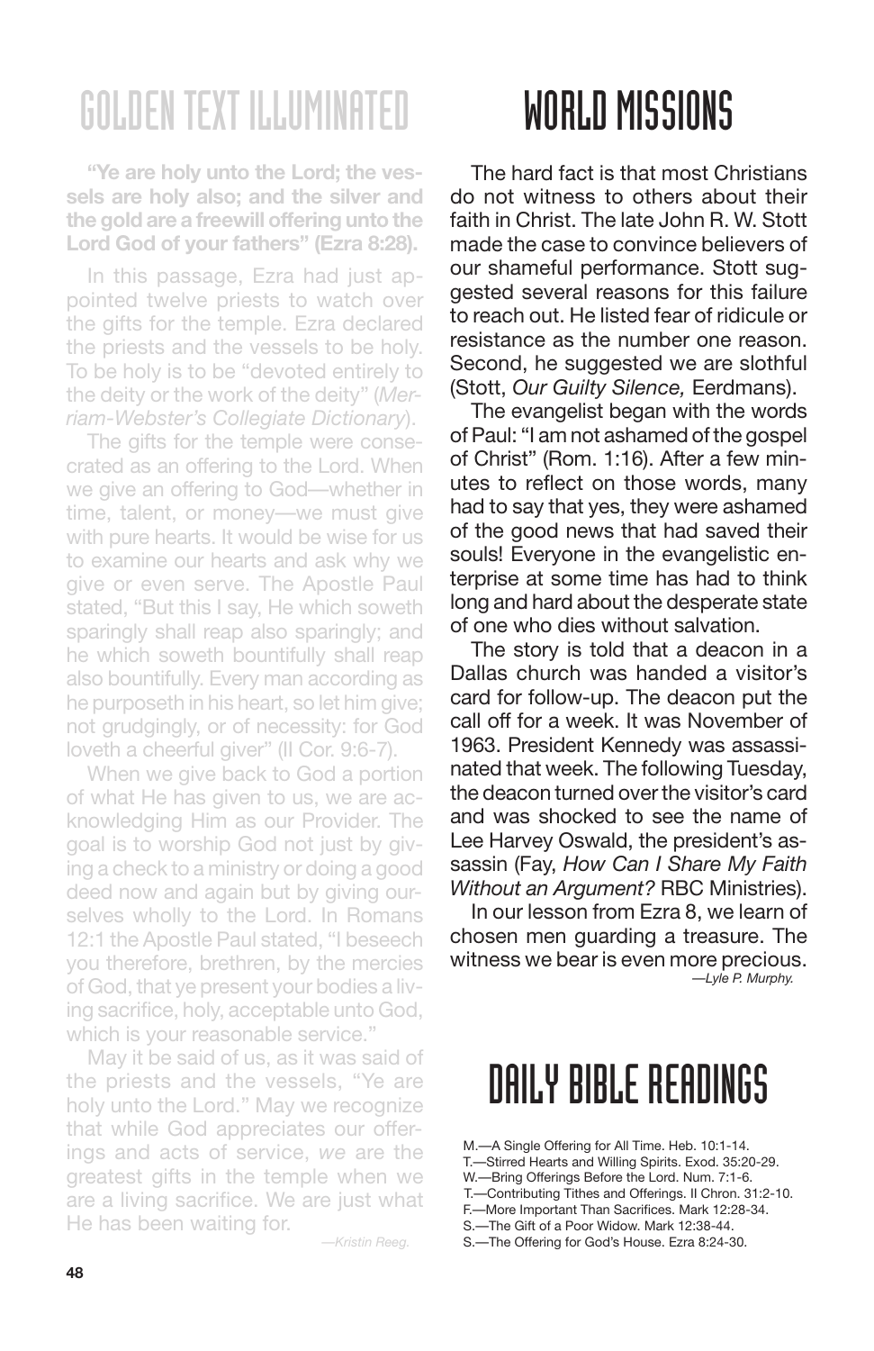# GOLDEN TEXT ILLUMINATED

**"Ye are holy unto the Lord; the vessels are holy also; and the silver and the gold are a freewill offering unto the Lord God of your fathers" (Ezra 8:28).**

In this passage, Ezra had just appointed twelve priests to watch over the gifts for the temple. Ezra declared the priests and the vessels to be holy. To be holy is to be "devoted entirely to the deity or the work of the deity" (*Merriam-Webster's Collegiate Dictionary*).

The gifts for the temple were consecrated as an offering to the Lord. When we give an offering to God—whether in time, talent, or money—we must give with pure hearts. It would be wise for us to examine our hearts and ask why we give or even serve. The Apostle Paul stated, "But this I say, He which soweth sparingly shall reap also sparingly; and he which soweth bountifully shall reap also bountifully. Every man according as he purposeth in his heart, so let him give; not grudgingly, or of necessity: for God loveth a cheerful giver" (II Cor. 9:6-7).

When we give back to God a portion of what He has given to us, we are acknowledging Him as our Provider. The goal is to worship God not just by giving a check to a ministry or doing a good deed now and again but by giving ourselves wholly to the Lord. In Romans 12:1 the Apostle Paul stated, "I beseech you therefore, brethren, by the mercies of God, that ye present your bodies a living sacrifice, holy, acceptable unto God, which is your reasonable service."

May it be said of us, as it was said of the priests and the vessels, "Ye are holy unto the Lord." May we recognize that while God appreciates our offerings and acts of service, *we* are the greatest gifts in the temple when we are a living sacrifice. We are just what He has been waiting for.

*—Kristin Reeg.*

# WORLD MISSIONS

The hard fact is that most Christians do not witness to others about their faith in Christ. The late John R. W. Stott made the case to convince believers of our shameful performance. Stott suggested several reasons for this failure to reach out. He listed fear of ridicule or resistance as the number one reason. Second, he suggested we are slothful (Stott, *Our Guilty Silence,* Eerdmans).

The evangelist began with the words of Paul: "I am not ashamed of the gospel of Christ" (Rom. 1:16). After a few minutes to reflect on those words, many had to say that yes, they were ashamed of the good news that had saved their souls! Everyone in the evangelistic enterprise at some time has had to think long and hard about the desperate state of one who dies without salvation.

The story is told that a deacon in a Dallas church was handed a visitor's card for follow-up. The deacon put the call off for a week. It was November of 1963. President Kennedy was assassinated that week. The following Tuesday, the deacon turned over the visitor's card and was shocked to see the name of Lee Harvey Oswald, the president's assassin (Fay, *How Can I Share My Faith Without an Argument?* RBC Ministries).

In our lesson from Ezra 8, we learn of chosen men guarding a treasure. The witness we bear is even more precious.

*—Lyle P. Murphy.*

# DAILY BIBLE READINGS

M.—A Single Offering for All Time. Heb. 10:1-14.
T.—Stirred Hearts and Willing Spirits. Exod. 35:20-29.
W.—Bring Offerings Before the Lord. Num. 7:1-6.
T.—Contributing Tithes and Offerings. II Chron. 31:2-10.
F.—More Important Than Sacrifices. Mark 12:28-34.
S.—The Gift of a Poor Widow. Mark 12:38-44.
S.—The Offering for God's House. Ezra 8:24-30.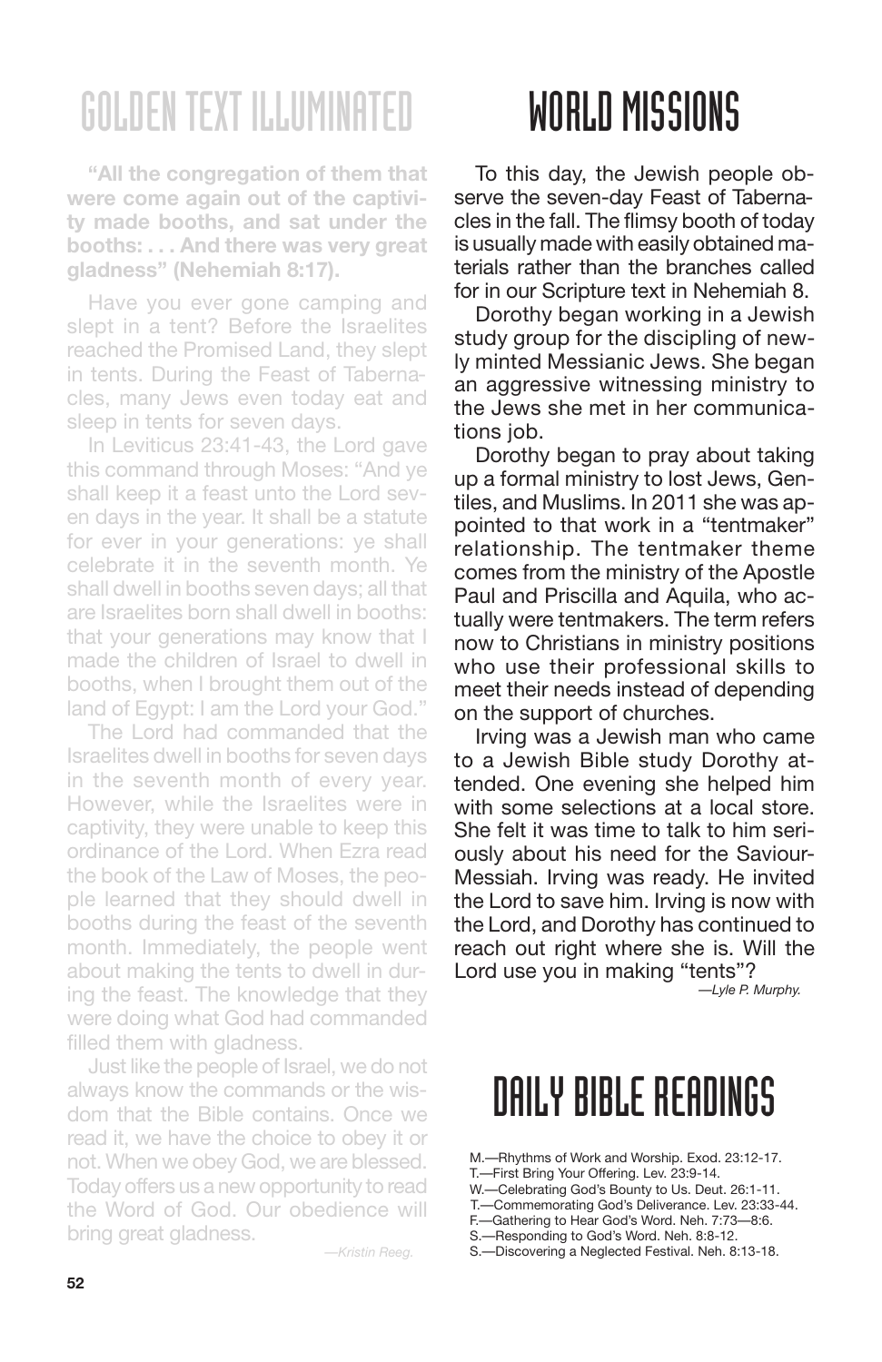## GOLDEN TEXT ILLUMINATED

**"All the congregation of them that were come again out of the captivity made booths, and sat under the booths: . . . And there was very great gladness" (Nehemiah 8:17).**

Have you ever gone camping and slept in a tent? Before the Israelites reached the Promised Land, they slept in tents. During the Feast of Tabernacles, many Jews even today eat and sleep in tents for seven days.

In Leviticus 23:41-43, the Lord gave this command through Moses: "And ye shall keep it a feast unto the Lord seven days in the year. It shall be a statute for ever in your generations: ye shall celebrate it in the seventh month. Ye shall dwell in booths seven days; all that are Israelites born shall dwell in booths: that your generations may know that I made the children of Israel to dwell in booths, when I brought them out of the land of Egypt: I am the Lord your God."

The Lord had commanded that the Israelites dwell in booths for seven days in the seventh month of every year. However, while the Israelites were in captivity, they were unable to keep this ordinance of the Lord. When Ezra read the book of the Law of Moses, the people learned that they should dwell in booths during the feast of the seventh month. Immediately, the people went about making the tents to dwell in during the feast. The knowledge that they were doing what God had commanded filled them with gladness.

Just like the people of Israel, we do not always know the commands or the wisdom that the Bible contains. Once we read it, we have the choice to obey it or not. When we obey God, we are blessed. Today offers us a new opportunity to read the Word of God. Our obedience will bring great gladness.

*—Kristin Reeg.*

## WORLD MISSIONS

To this day, the Jewish people observe the seven-day Feast of Tabernacles in the fall. The flimsy booth of today is usually made with easily obtained materials rather than the branches called for in our Scripture text in Nehemiah 8.

Dorothy began working in a Jewish study group for the discipling of newly minted Messianic Jews. She began an aggressive witnessing ministry to the Jews she met in her communications job.

Dorothy began to pray about taking up a formal ministry to lost Jews, Gentiles, and Muslims. In 2011 she was appointed to that work in a "tentmaker" relationship. The tentmaker theme comes from the ministry of the Apostle Paul and Priscilla and Aquila, who actually were tentmakers. The term refers now to Christians in ministry positions who use their professional skills to meet their needs instead of depending on the support of churches.

Irving was a Jewish man who came to a Jewish Bible study Dorothy attended. One evening she helped him with some selections at a local store. She felt it was time to talk to him seriously about his need for the Saviour-Messiah. Irving was ready. He invited the Lord to save him. Irving is now with the Lord, and Dorothy has continued to reach out right where she is. Will the Lord use you in making "tents"?

*—Lyle P. Murphy.*

## DAILY BIBLE READINGS

M.—Rhythms of Work and Worship. Exod. 23:12-17.
T.—First Bring Your Offering. Lev. 23:9-14.
W.—Celebrating God's Bounty to Us. Deut. 26:1-11.
T.—Commemorating God's Deliverance. Lev. 23:33-44.
F.—Gathering to Hear God's Word. Neh. 7:73—8:6.
S.—Responding to God's Word. Neh. 8:8-12.
S.—Discovering a Neglected Festival. Neh. 8:13-18.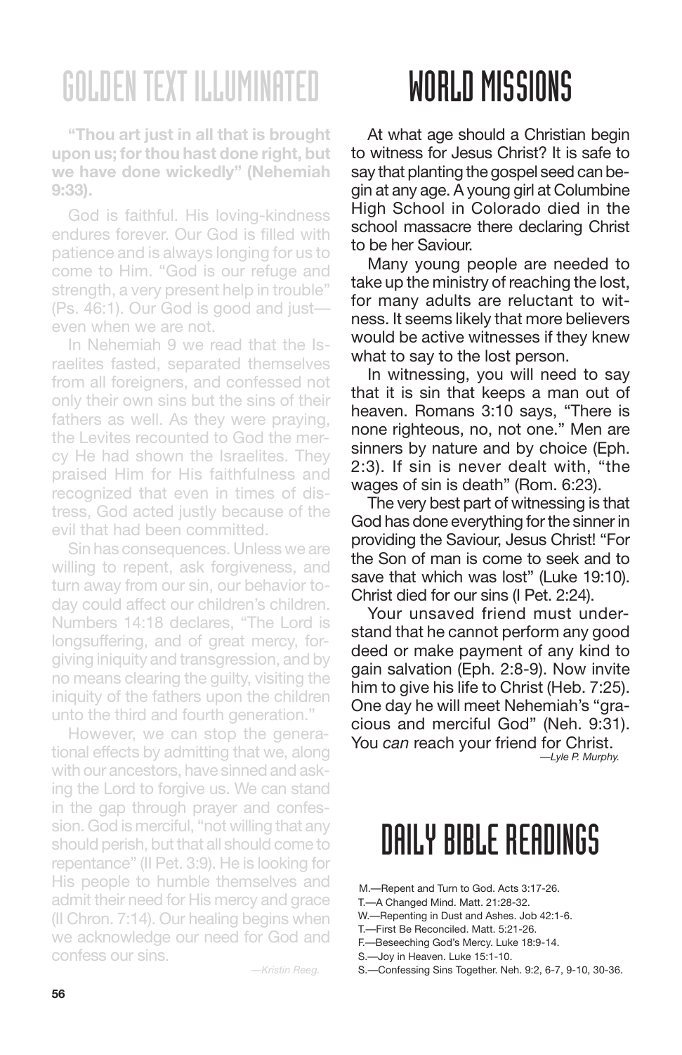# GOLDEN TEXT ILLUMINATED

**"Thou art just in all that is brought upon us; for thou hast done right, but we have done wickedly" (Nehemiah 9:33).**

God is faithful. His loving-kindness endures forever. Our God is filled with patience and is always longing for us to come to Him. "God is our refuge and strength, a very present help in trouble" (Ps. 46:1). Our God is good and just—even when we are not.

In Nehemiah 9 we read that the Israelites fasted, separated themselves from all foreigners, and confessed not only their own sins but the sins of their fathers as well. As they were praying, the Levites recounted to God the mercy He had shown the Israelites. They praised Him for His faithfulness and recognized that even in times of distress, God acted justly because of the evil that had been committed.

Sin has consequences. Unless we are willing to repent, ask forgiveness, and turn away from our sin, our behavior today could affect our children's children. Numbers 14:18 declares, "The Lord is longsuffering, and of great mercy, forgiving iniquity and transgression, and by no means clearing the guilty, visiting the iniquity of the fathers upon the children unto the third and fourth generation."

However, we can stop the generational effects by admitting that we, along with our ancestors, have sinned and asking the Lord to forgive us. We can stand in the gap through prayer and confession. God is merciful, "not willing that any should perish, but that all should come to repentance" (II Pet. 3:9). He is looking for His people to humble themselves and admit their need for His mercy and grace (II Chron. 7:14). Our healing begins when we acknowledge our need for God and confess our sins.

*—Kristin Reeg.*

# WORLD MISSIONS

At what age should a Christian begin to witness for Jesus Christ? It is safe to say that planting the gospel seed can begin at any age. A young girl at Columbine High School in Colorado died in the school massacre there declaring Christ to be her Saviour.

Many young people are needed to take up the ministry of reaching the lost, for many adults are reluctant to witness. It seems likely that more believers would be active witnesses if they knew what to say to the lost person.

In witnessing, you will need to say that it is sin that keeps a man out of heaven. Romans 3:10 says, "There is none righteous, no, not one." Men are sinners by nature and by choice (Eph. 2:3). If sin is never dealt with, "the wages of sin is death" (Rom. 6:23).

The very best part of witnessing is that God has done everything for the sinner in providing the Saviour, Jesus Christ! "For the Son of man is come to seek and to save that which was lost" (Luke 19:10). Christ died for our sins (I Pet. 2:24).

Your unsaved friend must understand that he cannot perform any good deed or make payment of any kind to gain salvation (Eph. 2:8-9). Now invite him to give his life to Christ (Heb. 7:25). One day he will meet Nehemiah's "gracious and merciful God" (Neh. 9:31). You *can* reach your friend for Christ.

*—Lyle P. Murphy.*

# DAILY BIBLE READINGS

M.—Repent and Turn to God. Acts 3:17-26.
T.—A Changed Mind. Matt. 21:28-32.
W.—Repenting in Dust and Ashes. Job 42:1-6.
T.—First Be Reconciled. Matt. 5:21-26.
F.—Beseeching God's Mercy. Luke 18:9-14.
S.—Joy in Heaven. Luke 15:1-10.
S.—Confessing Sins Together. Neh. 9:2, 6-7, 9-10, 30-36.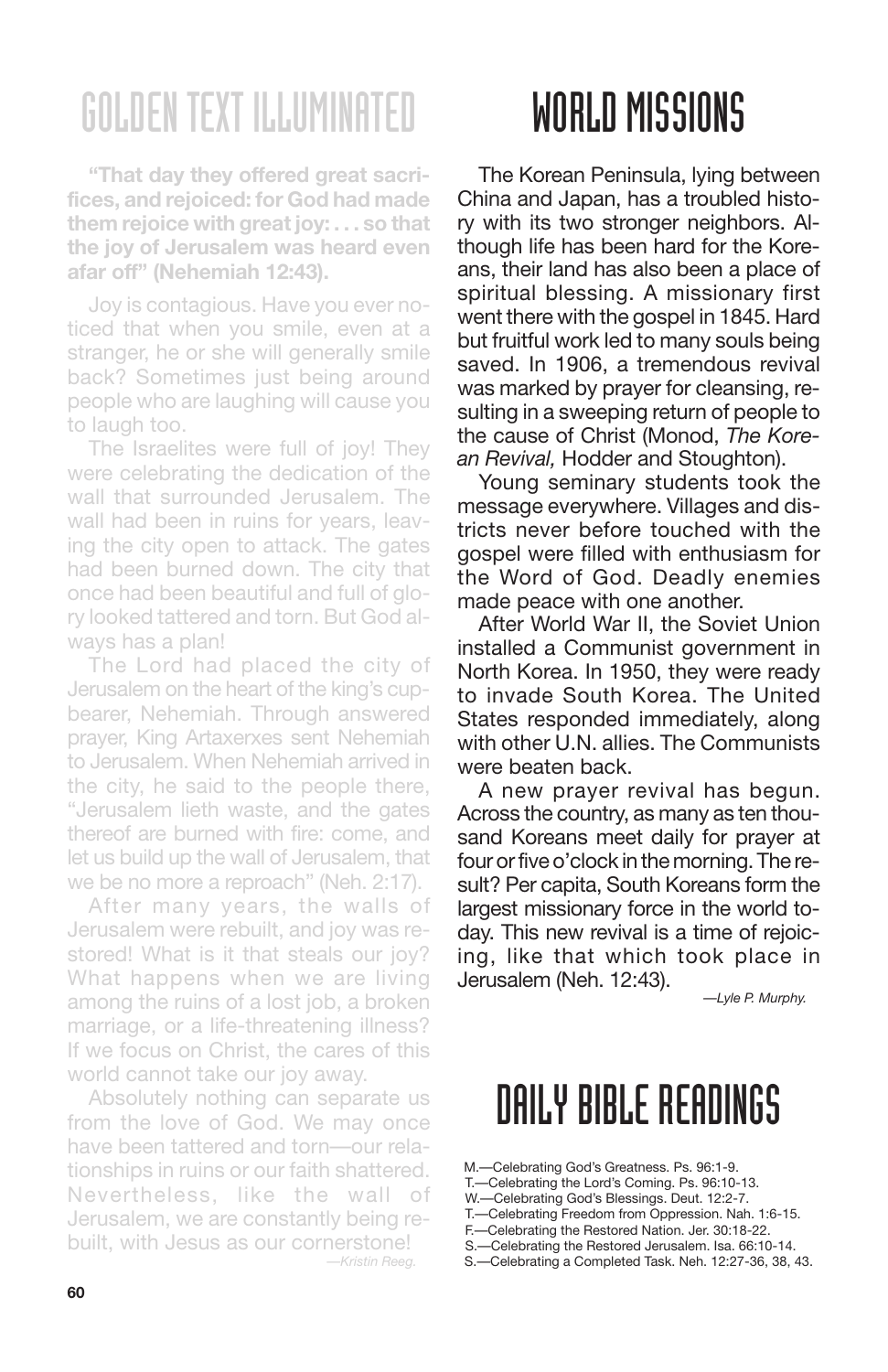## GOLDEN TEXT ILLUMINATED

**"That day they offered great sacrifices, and rejoiced: for God had made them rejoice with great joy: . . . so that the joy of Jerusalem was heard even afar off" (Nehemiah 12:43).**

Joy is contagious. Have you ever noticed that when you smile, even at a stranger, he or she will generally smile back? Sometimes just being around people who are laughing will cause you to laugh too.

The Israelites were full of joy! They were celebrating the dedication of the wall that surrounded Jerusalem. The wall had been in ruins for years, leaving the city open to attack. The gates had been burned down. The city that once had been beautiful and full of glory looked tattered and torn. But God always has a plan!

The Lord had placed the city of Jerusalem on the heart of the king's cupbearer, Nehemiah. Through answered prayer, King Artaxerxes sent Nehemiah to Jerusalem. When Nehemiah arrived in the city, he said to the people there, "Jerusalem lieth waste, and the gates thereof are burned with fire: come, and let us build up the wall of Jerusalem, that we be no more a reproach" (Neh. 2:17).

After many years, the walls of Jerusalem were rebuilt, and joy was restored! What is it that steals our joy? What happens when we are living among the ruins of a lost job, a broken marriage, or a life-threatening illness? If we focus on Christ, the cares of this world cannot take our joy away.

Absolutely nothing can separate us from the love of God. We may once have been tattered and torn—our relationships in ruins or our faith shattered. Nevertheless, like the wall of Jerusalem, we are constantly being rebuilt, with Jesus as our cornerstone!

*—Kristin Reeg.*

## WORLD MISSIONS

The Korean Peninsula, lying between China and Japan, has a troubled history with its two stronger neighbors. Although life has been hard for the Koreans, their land has also been a place of spiritual blessing. A missionary first went there with the gospel in 1845. Hard but fruitful work led to many souls being saved. In 1906, a tremendous revival was marked by prayer for cleansing, resulting in a sweeping return of people to the cause of Christ (Monod, *The Korean Revival,* Hodder and Stoughton).

Young seminary students took the message everywhere. Villages and districts never before touched with the gospel were filled with enthusiasm for the Word of God. Deadly enemies made peace with one another.

After World War II, the Soviet Union installed a Communist government in North Korea. In 1950, they were ready to invade South Korea. The United States responded immediately, along with other U.N. allies. The Communists were beaten back.

A new prayer revival has begun. Across the country, as many as ten thousand Koreans meet daily for prayer at four or five o'clock in the morning. The result? Per capita, South Koreans form the largest missionary force in the world today. This new revival is a time of rejoicing, like that which took place in Jerusalem (Neh. 12:43).

*—Lyle P. Murphy.*

## DAILY BIBLE READINGS

M.—Celebrating God's Greatness. Ps. 96:1-9.
T.—Celebrating the Lord's Coming. Ps. 96:10-13.
W.—Celebrating God's Blessings. Deut. 12:2-7.
T.—Celebrating Freedom from Oppression. Nah. 1:6-15.
F.—Celebrating the Restored Nation. Jer. 30:18-22.
S.—Celebrating the Restored Jerusalem. Isa. 66:10-14.
S.—Celebrating a Completed Task. Neh. 12:27-36, 38, 43.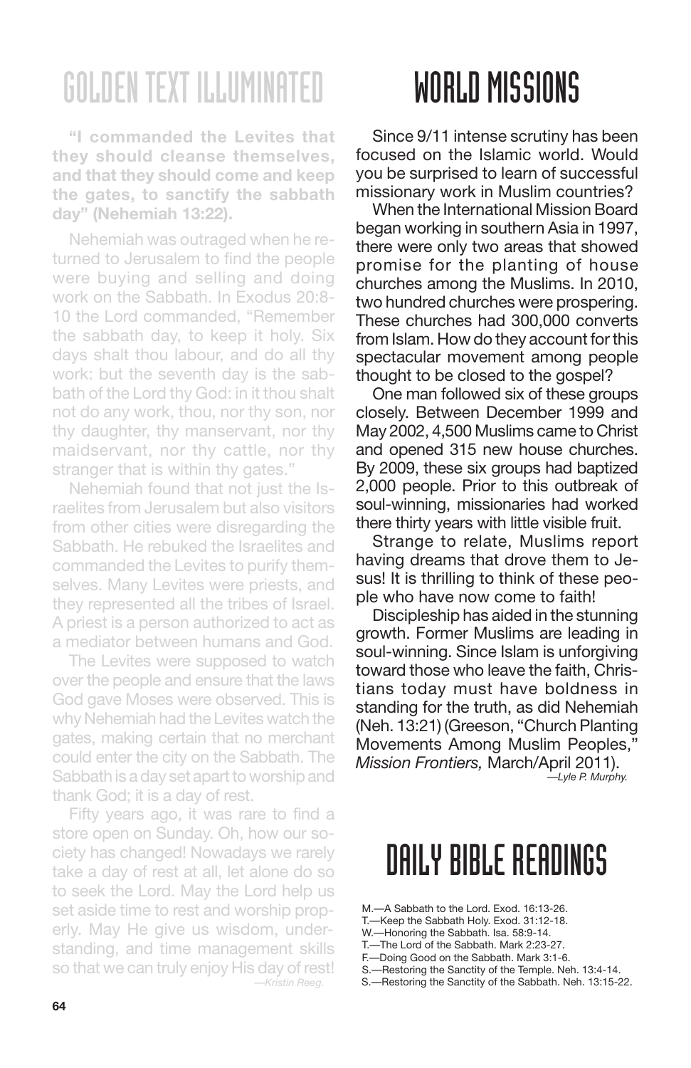# GOLDEN TEXT ILLUMINATED

**"I commanded the Levites that they should cleanse themselves, and that they should come and keep the gates, to sanctify the sabbath day" (Nehemiah 13:22).**

Nehemiah was outraged when he returned to Jerusalem to find the people were buying and selling and doing work on the Sabbath. In Exodus 20:8-10 the Lord commanded, "Remember the sabbath day, to keep it holy. Six days shalt thou labour, and do all thy work: but the seventh day is the sabbath of the Lord thy God: in it thou shalt not do any work, thou, nor thy son, nor thy daughter, thy manservant, nor thy maidservant, nor thy cattle, nor thy stranger that is within thy gates."

Nehemiah found that not just the Israelites from Jerusalem but also visitors from other cities were disregarding the Sabbath. He rebuked the Israelites and commanded the Levites to purify themselves. Many Levites were priests, and they represented all the tribes of Israel. A priest is a person authorized to act as a mediator between humans and God.

The Levites were supposed to watch over the people and ensure that the laws God gave Moses were observed. This is why Nehemiah had the Levites watch the gates, making certain that no merchant could enter the city on the Sabbath. The Sabbath is a day set apart to worship and thank God; it is a day of rest.

Fifty years ago, it was rare to find a store open on Sunday. Oh, how our society has changed! Nowadays we rarely take a day of rest at all, let alone do so to seek the Lord. May the Lord help us set aside time to rest and worship properly. May He give us wisdom, understanding, and time management skills so that we can truly enjoy His day of rest!

*—Kristin Reeg.*

# WORLD MISSIONS

Since 9/11 intense scrutiny has been focused on the Islamic world. Would you be surprised to learn of successful missionary work in Muslim countries?

When the International Mission Board began working in southern Asia in 1997, there were only two areas that showed promise for the planting of house churches among the Muslims. In 2010, two hundred churches were prospering. These churches had 300,000 converts from Islam. How do they account for this spectacular movement among people thought to be closed to the gospel?

One man followed six of these groups closely. Between December 1999 and May 2002, 4,500 Muslims came to Christ and opened 315 new house churches. By 2009, these six groups had baptized 2,000 people. Prior to this outbreak of soul-winning, missionaries had worked there thirty years with little visible fruit.

Strange to relate, Muslims report having dreams that drove them to Jesus! It is thrilling to think of these people who have now come to faith!

Discipleship has aided in the stunning growth. Former Muslims are leading in soul-winning. Since Islam is unforgiving toward those who leave the faith, Christians today must have boldness in standing for the truth, as did Nehemiah (Neh. 13:21) (Greeson, "Church Planting Movements Among Muslim Peoples," *Mission Frontiers,* March/April 2011).

*—Lyle P. Murphy.*

# DAILY BIBLE READINGS

M.—A Sabbath to the Lord. Exod. 16:13-26.
T.—Keep the Sabbath Holy. Exod. 31:12-18.
W.—Honoring the Sabbath. Isa. 58:9-14.
T.—The Lord of the Sabbath. Mark 2:23-27.
F.—Doing Good on the Sabbath. Mark 3:1-6.
S.—Restoring the Sanctity of the Temple. Neh. 13:4-14.
S.—Restoring the Sanctity of the Sabbath. Neh. 13:15-22.